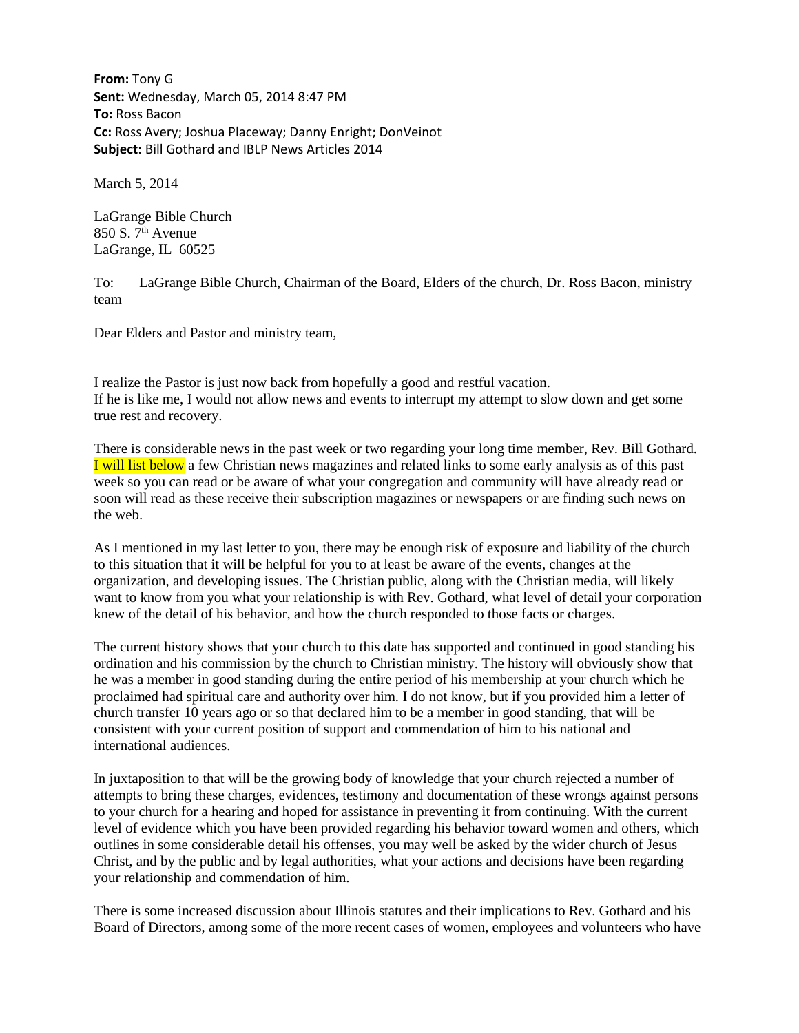**From:** Tony G
**Sent:** Wednesday, March 05, 2014 8:47 PM
**To:** Ross Bacon
**Cc:** Ross Avery; Joshua Placeway; Danny Enright; DonVeinot
**Subject:** Bill Gothard and IBLP News Articles 2014

March 5, 2014

LaGrange Bible Church
850 S. 7th Avenue
LaGrange, IL 60525

To: LaGrange Bible Church, Chairman of the Board, Elders of the church, Dr. Ross Bacon, ministry team

Dear Elders and Pastor and ministry team,

I realize the Pastor is just now back from hopefully a good and restful vacation.
If he is like me, I would not allow news and events to interrupt my attempt to slow down and get some true rest and recovery.

There is considerable news in the past week or two regarding your long time member, Rev. Bill Gothard. I will list below a few Christian news magazines and related links to some early analysis as of this past week so you can read or be aware of what your congregation and community will have already read or soon will read as these receive their subscription magazines or newspapers or are finding such news on the web.

As I mentioned in my last letter to you, there may be enough risk of exposure and liability of the church to this situation that it will be helpful for you to at least be aware of the events, changes at the organization, and developing issues. The Christian public, along with the Christian media, will likely want to know from you what your relationship is with Rev. Gothard, what level of detail your corporation knew of the detail of his behavior, and how the church responded to those facts or charges.

The current history shows that your church to this date has supported and continued in good standing his ordination and his commission by the church to Christian ministry. The history will obviously show that he was a member in good standing during the entire period of his membership at your church which he proclaimed had spiritual care and authority over him. I do not know, but if you provided him a letter of church transfer 10 years ago or so that declared him to be a member in good standing, that will be consistent with your current position of support and commendation of him to his national and international audiences.

In juxtaposition to that will be the growing body of knowledge that your church rejected a number of attempts to bring these charges, evidences, testimony and documentation of these wrongs against persons to your church for a hearing and hoped for assistance in preventing it from continuing. With the current level of evidence which you have been provided regarding his behavior toward women and others, which outlines in some considerable detail his offenses, you may well be asked by the wider church of Jesus Christ, and by the public and by legal authorities, what your actions and decisions have been regarding your relationship and commendation of him.

There is some increased discussion about Illinois statutes and their implications to Rev. Gothard and his Board of Directors, among some of the more recent cases of women, employees and volunteers who have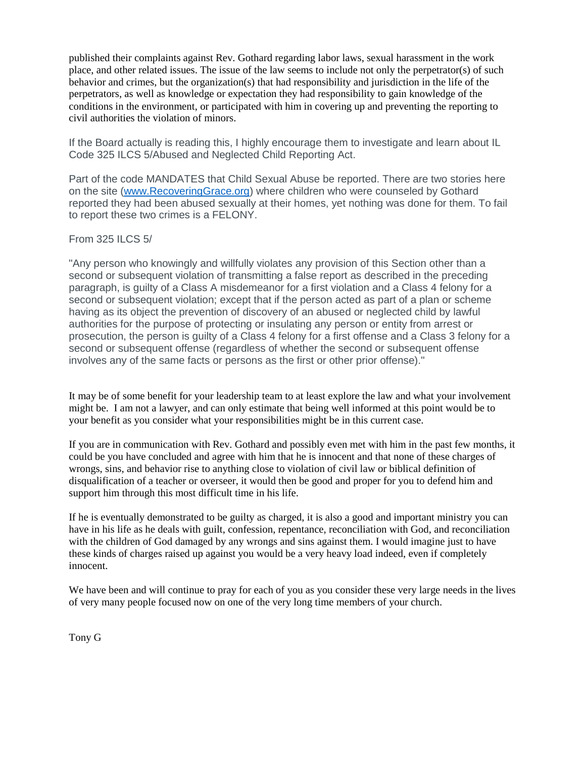published their complaints against Rev. Gothard regarding labor laws, sexual harassment in the work place, and other related issues. The issue of the law seems to include not only the perpetrator(s) of such behavior and crimes, but the organization(s) that had responsibility and jurisdiction in the life of the perpetrators, as well as knowledge or expectation they had responsibility to gain knowledge of the conditions in the environment, or participated with him in covering up and preventing the reporting to civil authorities the violation of minors.

If the Board actually is reading this, I highly encourage them to investigate and learn about IL Code 325 ILCS 5/Abused and Neglected Child Reporting Act.

Part of the code MANDATES that Child Sexual Abuse be reported. There are two stories here on the site (www.RecoveringGrace.org) where children who were counseled by Gothard reported they had been abused sexually at their homes, yet nothing was done for them. To fail to report these two crimes is a FELONY.

From 325 ILCS 5/

"Any person who knowingly and willfully violates any provision of this Section other than a second or subsequent violation of transmitting a false report as described in the preceding paragraph, is guilty of a Class A misdemeanor for a first violation and a Class 4 felony for a second or subsequent violation; except that if the person acted as part of a plan or scheme having as its object the prevention of discovery of an abused or neglected child by lawful authorities for the purpose of protecting or insulating any person or entity from arrest or prosecution, the person is guilty of a Class 4 felony for a first offense and a Class 3 felony for a second or subsequent offense (regardless of whether the second or subsequent offense involves any of the same facts or persons as the first or other prior offense)."

It may be of some benefit for your leadership team to at least explore the law and what your involvement might be. I am not a lawyer, and can only estimate that being well informed at this point would be to your benefit as you consider what your responsibilities might be in this current case.

If you are in communication with Rev. Gothard and possibly even met with him in the past few months, it could be you have concluded and agree with him that he is innocent and that none of these charges of wrongs, sins, and behavior rise to anything close to violation of civil law or biblical definition of disqualification of a teacher or overseer, it would then be good and proper for you to defend him and support him through this most difficult time in his life.

If he is eventually demonstrated to be guilty as charged, it is also a good and important ministry you can have in his life as he deals with guilt, confession, repentance, reconciliation with God, and reconciliation with the children of God damaged by any wrongs and sins against them. I would imagine just to have these kinds of charges raised up against you would be a very heavy load indeed, even if completely innocent.

We have been and will continue to pray for each of you as you consider these very large needs in the lives of very many people focused now on one of the very long time members of your church.

Tony G